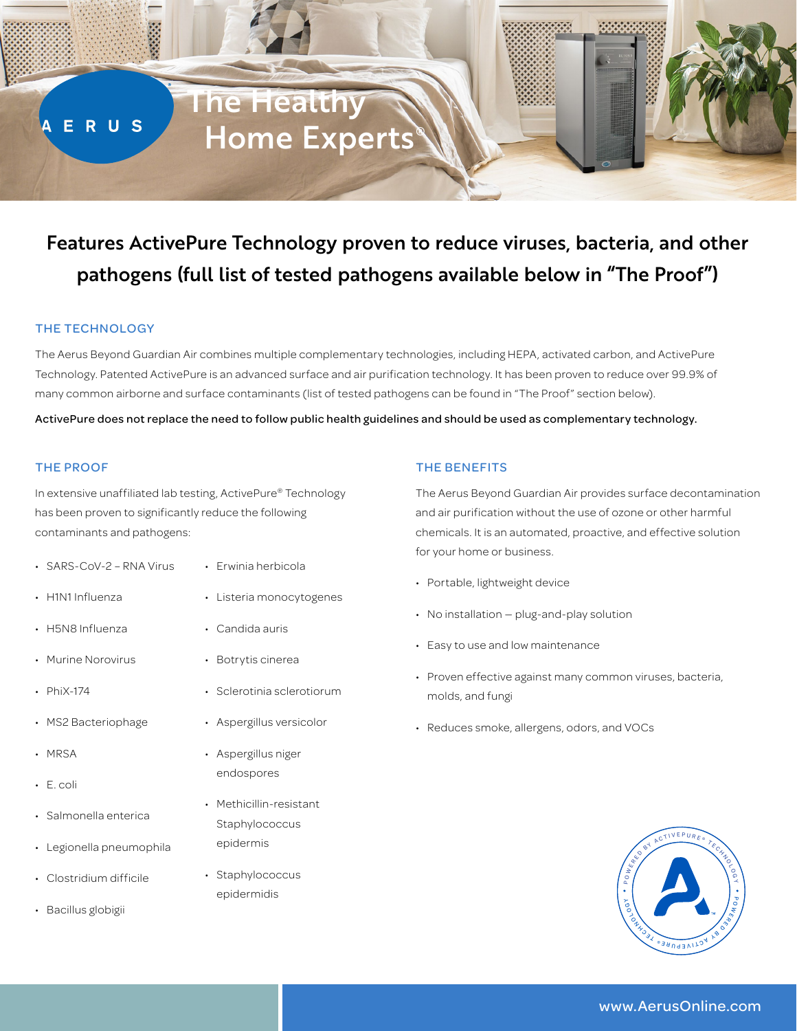AERUS

# The Healthy Home Experts®

## Features ActivePure Technology proven to reduce viruses, bacteria, and other pathogens (full list of tested pathogens available below in "The Proof")

### THE TECHNOLOGY

The Aerus Beyond Guardian Air combines multiple complementary technologies, including HEPA, activated carbon, and ActivePure Technology. Patented ActivePure is an advanced surface and air purification technology. It has been proven to reduce over 99.9% of many common airborne and surface contaminants (list of tested pathogens can be found in "The Proof" section below).

**ActivePure does not replace the need to follow public health guidelines and should be used as complementary technology.**

### THE PROOF

In extensive unaffiliated lab testing, ActivePure® Technology has been proven to significantly reduce the following contaminants and pathogens:

- SARS-CoV-2 – RNA Virus
- H1N1 Influenza
- H5N8 Influenza
- Murine Norovirus
- PhiX-174
- MS2 Bacteriophage
- MRSA
- E. coli
- Salmonella enterica
- Legionella pneumophila
- Clostridium difficile
- Bacillus globigii
- Erwinia herbicola
- Listeria monocytogenes
- Candida auris
- Botrytis cinerea
- Sclerotinia sclerotiorum
- Aspergillus versicolor
- Aspergillus niger endospores
- Methicillin-resistant Staphylococcus epidermis
- Staphylococcus epidermidis

### THE BENEFITS

The Aerus Beyond Guardian Air provides surface decontamination and air purification without the use of ozone or other harmful chemicals. It is an automated, proactive, and effective solution for your home or business.

- Portable, lightweight device
- No installation – plug-and-play solution
- Easy to use and low maintenance
- Proven effective against many common viruses, bacteria, molds, and fungi
- Reduces smoke, allergens, odors, and VOCs

POWERED BY ACTIVEPURE® TECHNOLOGY

www.AerusOnline.com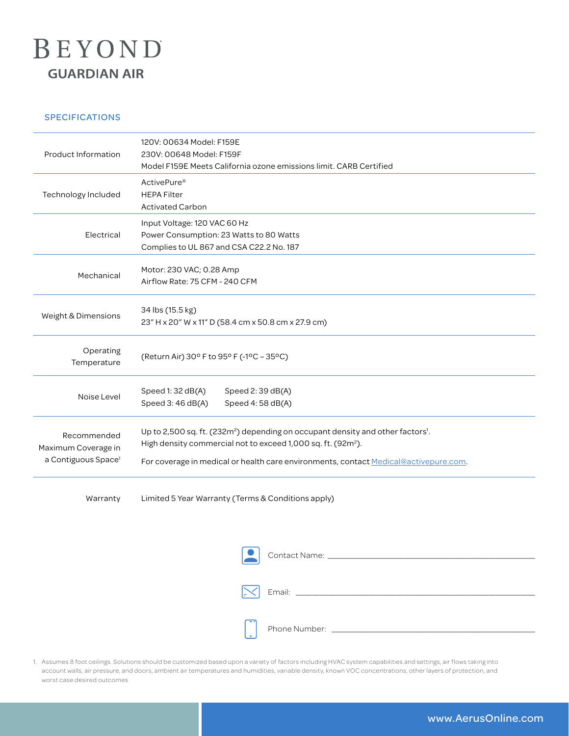# BEYOND

## GUARDIAN AIR

### SPECIFICATIONS

| | |
|---|---|
| Product Information | 120V: 00634 Model: F159E<br>230V: 00648 Model: F159F<br>Model F159E Meets California ozone emissions limit. CARB Certified |
| Technology Included | ActivePure®<br>HEPA Filter<br>Activated Carbon |
| Electrical | Input Voltage: 120 VAC 60 Hz<br>Power Consumption: 23 Watts to 80 Watts<br>Complies to UL 867 and CSA C22.2 No. 187 |
| Mechanical | Motor: 230 VAC; 0.28 Amp<br>Airflow Rate: 75 CFM - 240 CFM |
| Weight & Dimensions | 34 lbs (15.5 kg)<br>23" H x 20" W x 11" D (58.4 cm x 50.8 cm x 27.9 cm) |
| Operating Temperature | (Return Air) 30º F to 95º F (-1ºC – 35ºC) |
| Noise Level | Speed 1: 32 dB(A) Speed 2: 39 dB(A)<br>Speed 3: 46 dB(A) Speed 4: 58 dB(A) |
| Recommended Maximum Coverage in a Contiguous Space[1] | Up to 2,500 sq. ft. (232m²) depending on occupant density and other factors[1].<br>High density commercial not to exceed 1,000 sq. ft. (92m²).<br>For coverage in medical or health care environments, contact Medical@activepure.com. |
| Warranty | Limited 5 Year Warranty (Terms & Conditions apply) |

Contact Name: ______________________________

Email: ______________________________

Phone Number: ______________________________

1. Assumes 8 foot ceilings. Solutions should be customized based upon a variety of factors including HVAC system capabilities and settings, air flows taking into account walls, air pressure, and doors, ambient air temperatures and humidities, variable density, known VOC concentrations, other layers of protection, and worst case desired outcomes

www.AerusOnline.com